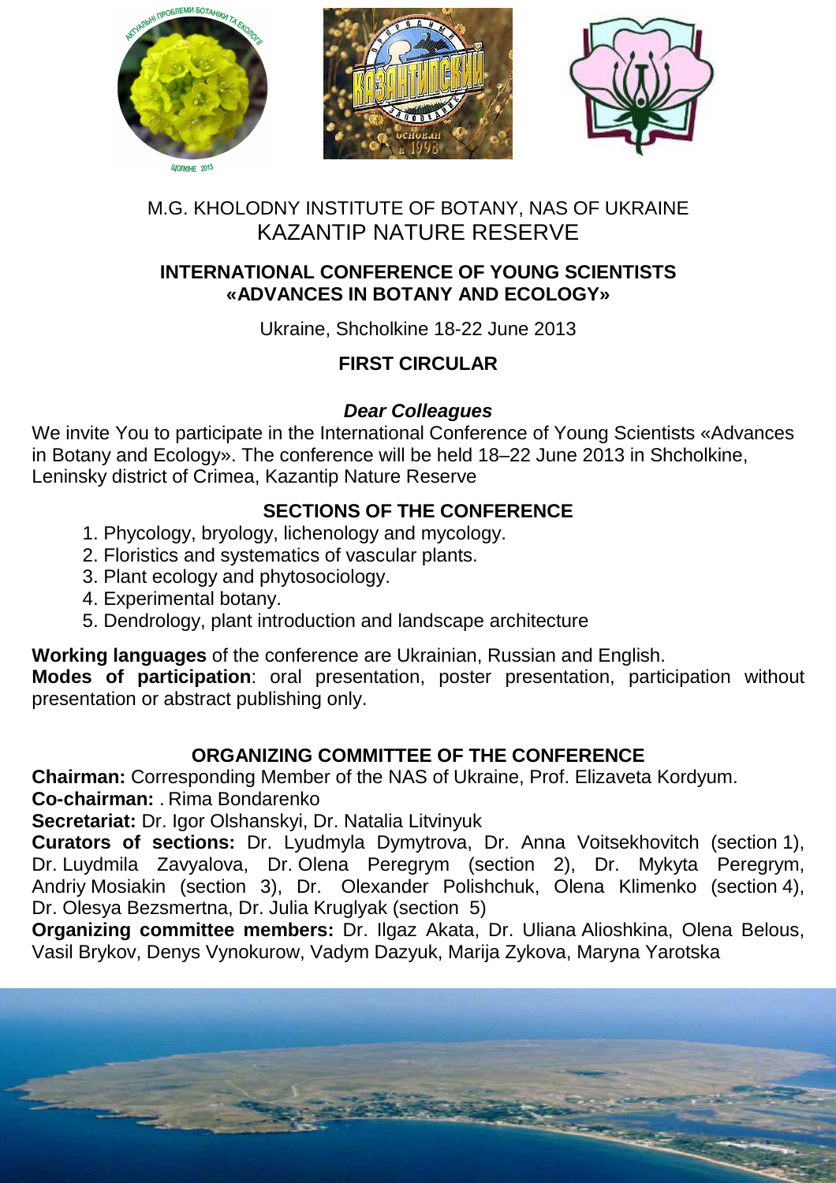M.G. KHOLODNY INSTITUTE OF BOTANY, NAS OF UKRAINE

KAZANTIP NATURE RESERVE

# INTERNATIONAL CONFERENCE OF YOUNG SCIENTISTS «ADVANCES IN BOTANY AND ECOLOGY»

Ukraine, Shcholkine 18-22 June 2013

## FIRST CIRCULAR

***Dear Colleagues***

We invite You to participate in the International Conference of Young Scientists «Advances in Botany and Ecology». The conference will be held 18–22 June 2013 in Shcholkine, Leninsky district of Crimea, Kazantip Nature Reserve

## SECTIONS OF THE CONFERENCE

1. Phycology, bryology, lichenology and mycology.
2. Floristics and systematics of vascular plants.
3. Plant ecology and phytosociology.
4. Experimental botany.
5. Dendrology, plant introduction and landscape architecture

**Working languages** of the conference are Ukrainian, Russian and English.

**Modes of participation**: oral presentation, poster presentation, participation without presentation or abstract publishing only.

## ORGANIZING COMMITTEE OF THE CONFERENCE

**Chairman:** Corresponding Member of the NAS of Ukraine, Prof. Elizaveta Kordyum.

**Co-chairman:** . Rima Bondarenko

**Secretariat:** Dr. Igor Olshanskyi, Dr. Natalia Litvinyuk

**Curators of sections:** Dr. Lyudmyla Dymytrova, Dr. Anna Voitsekhovitch (section 1), Dr. Luydmila Zavyalova, Dr. Olena Peregrym (section 2), Dr. Mykyta Peregrym, Andriy Mosiakin (section 3), Dr. Olexander Polishchuk, Olena Klimenko (section 4), Dr. Olesya Bezsmertna, Dr. Julia Kruglyak (section 5)

**Organizing committee members:** Dr. Ilgaz Akata, Dr. Uliana Alioshkina, Olena Belous, Vasil Brykov, Denys Vynokurow, Vadym Dazyuk, Marija Zykova, Maryna Yarotska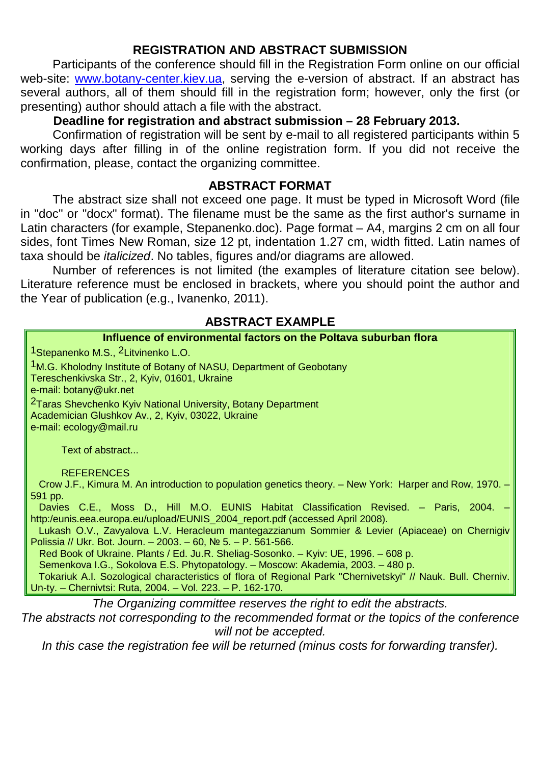## REGISTRATION AND ABSTRACT SUBMISSION

Participants of the conference should fill in the Registration Form online on our official web-site: www.botany-center.kiev.ua, serving the e-version of abstract. If an abstract has several authors, all of them should fill in the registration form; however, only the first (or presenting) author should attach a file with the abstract.

**Deadline for registration and abstract submission – 28 February 2013.**

Confirmation of registration will be sent by e-mail to all registered participants within 5 working days after filling in of the online registration form. If you did not receive the confirmation, please, contact the organizing committee.

## ABSTRACT FORMAT

The abstract size shall not exceed one page. It must be typed in Microsoft Word (file in "doc" or "docx" format). The filename must be the same as the first author's surname in Latin characters (for example, Stepanenko.doc). Page format – A4, margins 2 cm on all four sides, font Times New Roman, size 12 pt, indentation 1.27 cm, width fitted. Latin names of taxa should be *italicized*. No tables, figures and/or diagrams are allowed.

Number of references is not limited (the examples of literature citation see below). Literature reference must be enclosed in brackets, where you should point the author and the Year of publication (e.g., Ivanenko, 2011).

## ABSTRACT EXAMPLE

**Influence of environmental factors on the Poltava suburban flora**

[1]Stepanenko M.S., [2]Litvinenko L.O.

[1]M.G. Kholodny Institute of Botany of NASU, Department of Geobotany
Tereschenkivska Str., 2, Kyiv, 01601, Ukraine
e-mail: botany@ukr.net

[2]Taras Shevchenko Kyiv National University, Botany Department
Academician Glushkov Av., 2, Kyiv, 03022, Ukraine
e-mail: ecology@mail.ru

Text of abstract...

REFERENCES

Crow J.F., Kimura M. An introduction to population genetics theory. – New York: Harper and Row, 1970. – 591 pp.

Davies C.E., Moss D., Hill M.O. EUNIS Habitat Classification Revised. – Paris, 2004. – http:/eunis.eea.europa.eu/upload/EUNIS_2004_report.pdf (accessed April 2008).

Lukash O.V., Zavyalova L.V. Heracleum mantegazzianum Sommier & Levier (Apiaceae) on Chernigiv Polissia // Ukr. Bot. Journ. – 2003. – 60, № 5. – P. 561-566.

Red Book of Ukraine. Plants / Ed. Ju.R. Sheliag-Sosonko. – Kyiv: UE, 1996. – 608 p.

Semenkova I.G., Sokolova E.S. Phytopatology. – Moscow: Akademia, 2003. – 480 p.

Tokariuk A.I. Sozological characteristics of flora of Regional Park "Chernivetskyi" // Nauk. Bull. Cherniv. Un-ty. – Chernivtsi: Ruta, 2004. – Vol. 223. – P. 162-170.

*The Organizing committee reserves the right to edit the abstracts.*

*The abstracts not corresponding to the recommended format or the topics of the conference will not be accepted.*

*In this case the registration fee will be returned (minus costs for forwarding transfer).*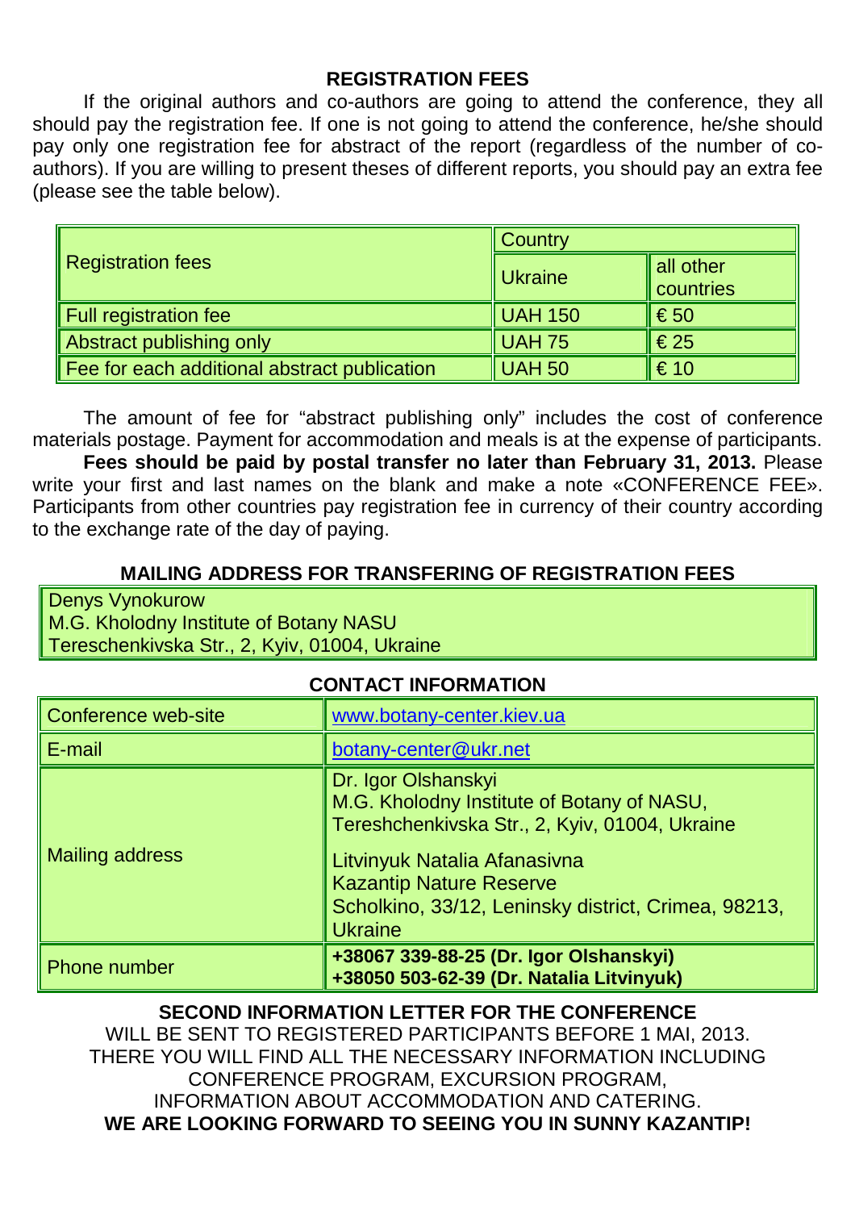## REGISTRATION FEES

If the original authors and co-authors are going to attend the conference, they all should pay the registration fee. If one is not going to attend the conference, he/she should pay only one registration fee for abstract of the report (regardless of the number of co-authors). If you are willing to present theses of different reports, you should pay an extra fee (please see the table below).

| Registration fees | Country | |
|---|---|---|
| | Ukraine | all other countries |
| Full registration fee | UAH 150 | € 50 |
| Abstract publishing only | UAH 75 | € 25 |
| Fee for each additional abstract publication | UAH 50 | € 10 |

The amount of fee for “abstract publishing only” includes the cost of conference materials postage. Payment for accommodation and meals is at the expense of participants.

**Fees should be paid by postal transfer no later than February 31, 2013.** Please write your first and last names on the blank and make a note «CONFERENCE FEE». Participants from other countries pay registration fee in currency of their country according to the exchange rate of the day of paying.

## MAILING ADDRESS FOR TRANSFERING OF REGISTRATION FEES

Denys Vynokurow
M.G. Kholodny Institute of Botany NASU
Tereschenkivska Str., 2, Kyiv, 01004, Ukraine

## CONTACT INFORMATION

| | |
|---|---|
| Conference web-site | www.botany-center.kiev.ua |
| E-mail | botany-center@ukr.net |
| Mailing address | Dr. Igor Olshanskyi<br>M.G. Kholodny Institute of Botany of NASU,<br>Tereshchenkivska Str., 2, Kyiv, 01004, Ukraine<br><br>Litvinyuk Natalia Afanasivna<br>Kazantip Nature Reserve<br>Scholkino, 33/12, Leninsky district, Crimea, 98213, Ukraine |
| Phone number | **+38067 339-88-25 (Dr. Igor Olshanskyi)**<br>**+38050 503-62-39 (Dr. Natalia Litvinyuk)** |

**SECOND INFORMATION LETTER FOR THE CONFERENCE**
WILL BE SENT TO REGISTERED PARTICIPANTS BEFORE 1 MAI, 2013.
THERE YOU WILL FIND ALL THE NECESSARY INFORMATION INCLUDING CONFERENCE PROGRAM, EXCURSION PROGRAM,
INFORMATION ABOUT ACCOMMODATION AND CATERING.
**WE ARE LOOKING FORWARD TO SEEING YOU IN SUNNY KAZANTIP!**